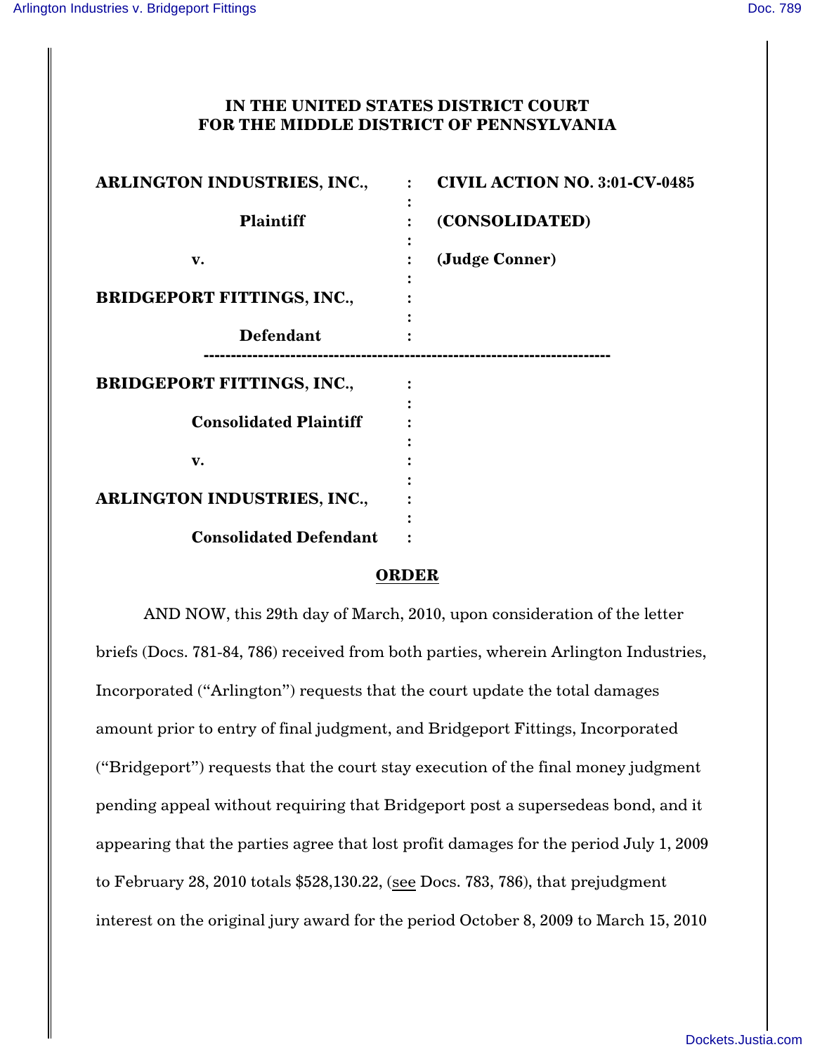# IN THE UNITED STATES DISTRICT COURT
# FOR THE MIDDLE DISTRICT OF PENNSYLVANIA

| | | |
|---|---|---|
| **ARLINGTON INDUSTRIES, INC.,** | : | **CIVIL ACTION NO. 3:01-CV-0485** |
| **Plaintiff** | : | **(CONSOLIDATED)** |
| **v.** | : | **(Judge Conner)** |
| **BRIDGEPORT FITTINGS, INC.,** | : | |
| **Defendant** | : | |

---

| | |
|---|---|
| **BRIDGEPORT FITTINGS, INC.,** | : |
| **Consolidated Plaintiff** | : |
| **v.** | : |
| **ARLINGTON INDUSTRIES, INC.,** | : |
| **Consolidated Defendant** | : |

## ORDER

AND NOW, this 29th day of March, 2010, upon consideration of the letter briefs (Docs. 781-84, 786) received from both parties, wherein Arlington Industries, Incorporated ("Arlington") requests that the court update the total damages amount prior to entry of final judgment, and Bridgeport Fittings, Incorporated ("Bridgeport") requests that the court stay execution of the final money judgment pending appeal without requiring that Bridgeport post a supersedeas bond, and it appearing that the parties agree that lost profit damages for the period July 1, 2009 to February 28, 2010 totals $528,130.22, (see Docs. 783, 786), that prejudgment interest on the original jury award for the period October 8, 2009 to March 15, 2010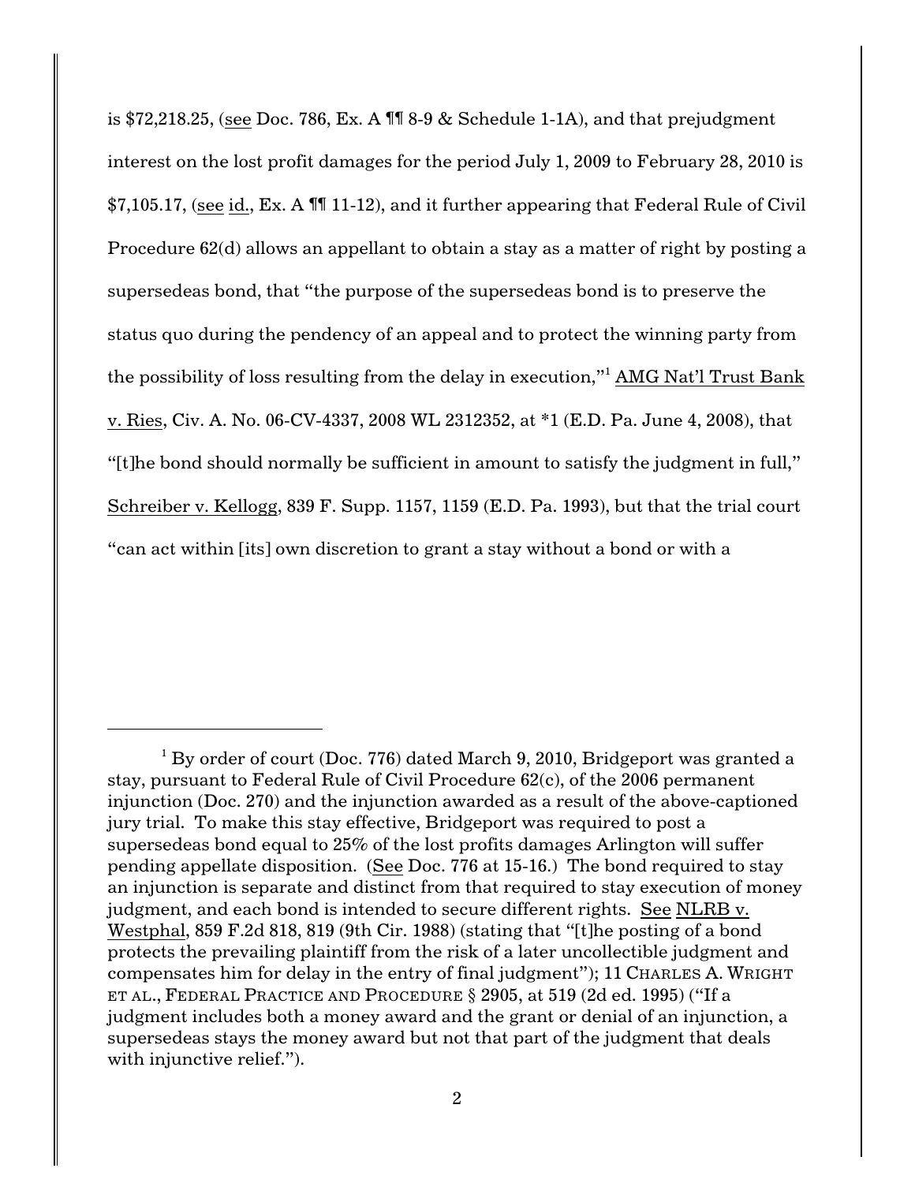is $72,218.25, (see Doc. 786, Ex. A ¶¶ 8-9 & Schedule 1-1A), and that prejudgment interest on the lost profit damages for the period July 1, 2009 to February 28, 2010 is $7,105.17, (see id., Ex. A ¶¶ 11-12), and it further appearing that Federal Rule of Civil Procedure 62(d) allows an appellant to obtain a stay as a matter of right by posting a supersedeas bond, that "the purpose of the supersedeas bond is to preserve the status quo during the pendency of an appeal and to protect the winning party from the possibility of loss resulting from the delay in execution,"[1] AMG Nat'l Trust Bank v. Ries, Civ. A. No. 06-CV-4337, 2008 WL 2312352, at *1 (E.D. Pa. June 4, 2008), that "[t]he bond should normally be sufficient in amount to satisfy the judgment in full," Schreiber v. Kellogg, 839 F. Supp. 1157, 1159 (E.D. Pa. 1993), but that the trial court "can act within [its] own discretion to grant a stay without a bond or with a

---

[1] By order of court (Doc. 776) dated March 9, 2010, Bridgeport was granted a stay, pursuant to Federal Rule of Civil Procedure 62(c), of the 2006 permanent injunction (Doc. 270) and the injunction awarded as a result of the above-captioned jury trial. To make this stay effective, Bridgeport was required to post a supersedeas bond equal to 25% of the lost profits damages Arlington will suffer pending appellate disposition. (See Doc. 776 at 15-16.) The bond required to stay an injunction is separate and distinct from that required to stay execution of money judgment, and each bond is intended to secure different rights. See NLRB v. Westphal, 859 F.2d 818, 819 (9th Cir. 1988) (stating that "[t]he posting of a bond protects the prevailing plaintiff from the risk of a later uncollectible judgment and compensates him for delay in the entry of final judgment"); 11 CHARLES A. WRIGHT ET AL., FEDERAL PRACTICE AND PROCEDURE § 2905, at 519 (2d ed. 1995) ("If a judgment includes both a money award and the grant or denial of an injunction, a supersedeas stays the money award but not that part of the judgment that deals with injunctive relief.").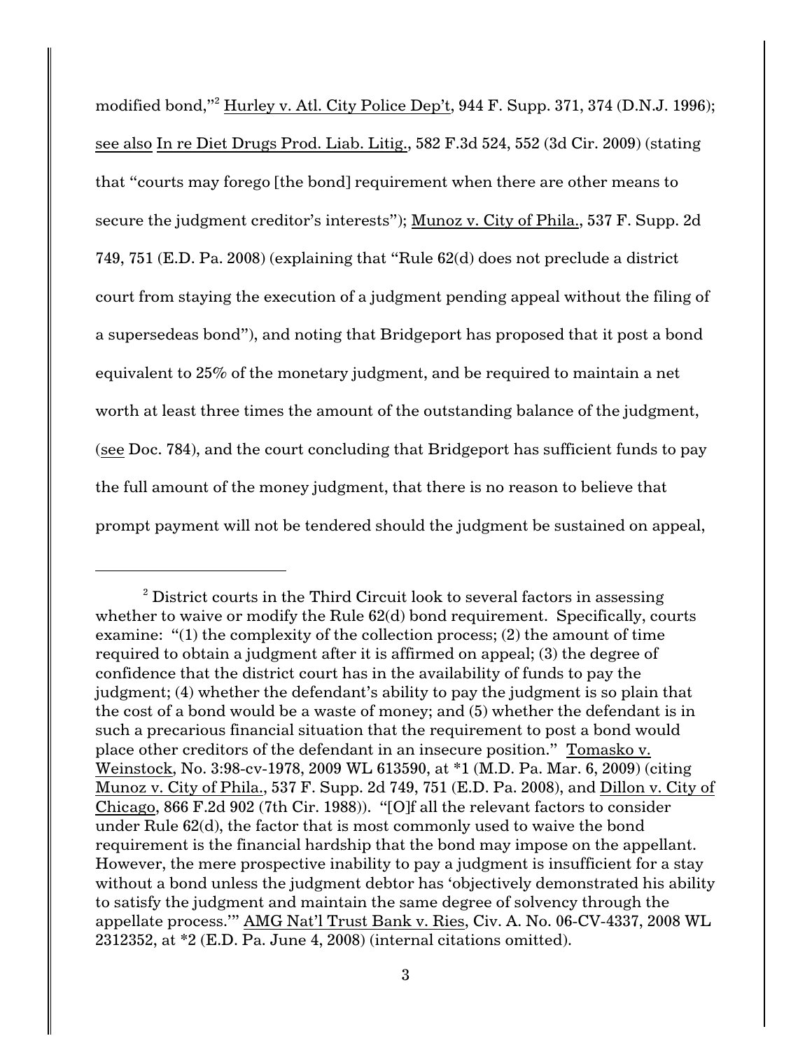modified bond,"[2] Hurley v. Atl. City Police Dep't, 944 F. Supp. 371, 374 (D.N.J. 1996); see also In re Diet Drugs Prod. Liab. Litig., 582 F.3d 524, 552 (3d Cir. 2009) (stating that "courts may forego [the bond] requirement when there are other means to secure the judgment creditor's interests"); Munoz v. City of Phila., 537 F. Supp. 2d 749, 751 (E.D. Pa. 2008) (explaining that "Rule 62(d) does not preclude a district court from staying the execution of a judgment pending appeal without the filing of a supersedeas bond"), and noting that Bridgeport has proposed that it post a bond equivalent to 25% of the monetary judgment, and be required to maintain a net worth at least three times the amount of the outstanding balance of the judgment, (see Doc. 784), and the court concluding that Bridgeport has sufficient funds to pay the full amount of the money judgment, that there is no reason to believe that prompt payment will not be tendered should the judgment be sustained on appeal,

---

[2] District courts in the Third Circuit look to several factors in assessing whether to waive or modify the Rule 62(d) bond requirement. Specifically, courts examine: "(1) the complexity of the collection process; (2) the amount of time required to obtain a judgment after it is affirmed on appeal; (3) the degree of confidence that the district court has in the availability of funds to pay the judgment; (4) whether the defendant's ability to pay the judgment is so plain that the cost of a bond would be a waste of money; and (5) whether the defendant is in such a precarious financial situation that the requirement to post a bond would place other creditors of the defendant in an insecure position." Tomasko v. Weinstock, No. 3:98-cv-1978, 2009 WL 613590, at *1 (M.D. Pa. Mar. 6, 2009) (citing Munoz v. City of Phila., 537 F. Supp. 2d 749, 751 (E.D. Pa. 2008), and Dillon v. City of Chicago, 866 F.2d 902 (7th Cir. 1988)). "[O]f all the relevant factors to consider under Rule 62(d), the factor that is most commonly used to waive the bond requirement is the financial hardship that the bond may impose on the appellant. However, the mere prospective inability to pay a judgment is insufficient for a stay without a bond unless the judgment debtor has 'objectively demonstrated his ability to satisfy the judgment and maintain the same degree of solvency through the appellate process.'" AMG Nat'l Trust Bank v. Ries, Civ. A. No. 06-CV-4337, 2008 WL 2312352, at *2 (E.D. Pa. June 4, 2008) (internal citations omitted).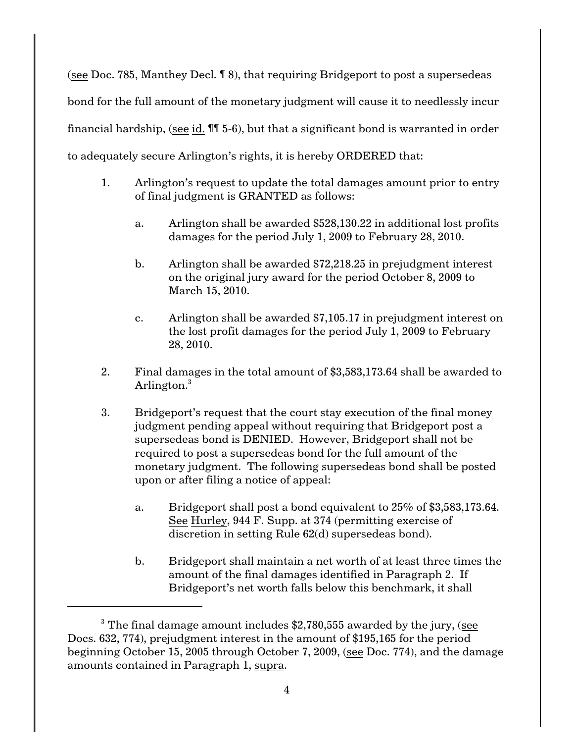(see Doc. 785, Manthey Decl. ¶ 8), that requiring Bridgeport to post a supersedeas bond for the full amount of the monetary judgment will cause it to needlessly incur financial hardship, (see id. ¶¶ 5-6), but that a significant bond is warranted in order to adequately secure Arlington's rights, it is hereby ORDERED that:

1. Arlington's request to update the total damages amount prior to entry of final judgment is GRANTED as follows:

   a. Arlington shall be awarded $528,130.22 in additional lost profits damages for the period July 1, 2009 to February 28, 2010.

   b. Arlington shall be awarded $72,218.25 in prejudgment interest on the original jury award for the period October 8, 2009 to March 15, 2010.

   c. Arlington shall be awarded $7,105.17 in prejudgment interest on the lost profit damages for the period July 1, 2009 to February 28, 2010.

2. Final damages in the total amount of $3,583,173.64 shall be awarded to Arlington.[3]

3. Bridgeport's request that the court stay execution of the final money judgment pending appeal without requiring that Bridgeport post a supersedeas bond is DENIED. However, Bridgeport shall not be required to post a supersedeas bond for the full amount of the monetary judgment. The following supersedeas bond shall be posted upon or after filing a notice of appeal:

   a. Bridgeport shall post a bond equivalent to 25% of $3,583,173.64. See Hurley, 944 F. Supp. at 374 (permitting exercise of discretion in setting Rule 62(d) supersedeas bond).

   b. Bridgeport shall maintain a net worth of at least three times the amount of the final damages identified in Paragraph 2. If Bridgeport's net worth falls below this benchmark, it shall

---

[3] The final damage amount includes $2,780,555 awarded by the jury, (see Docs. 632, 774), prejudgment interest in the amount of $195,165 for the period beginning October 15, 2005 through October 7, 2009, (see Doc. 774), and the damage amounts contained in Paragraph 1, supra.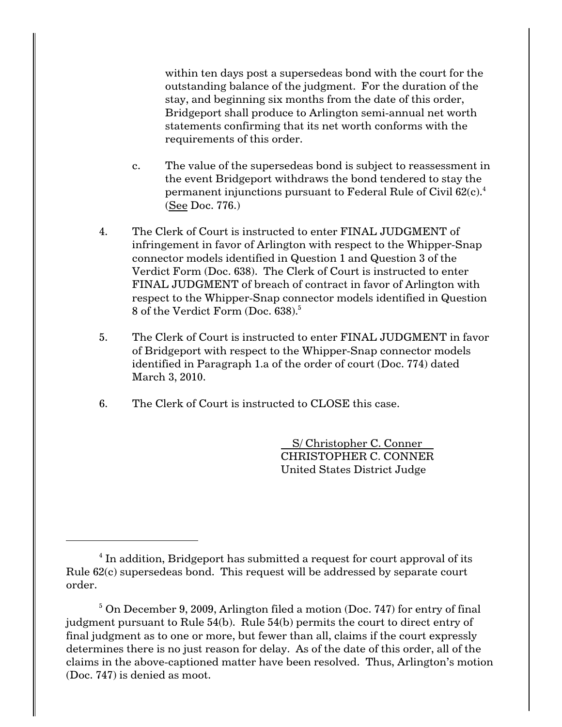within ten days post a supersedeas bond with the court for the outstanding balance of the judgment. For the duration of the stay, and beginning six months from the date of this order, Bridgeport shall produce to Arlington semi-annual net worth statements confirming that its net worth conforms with the requirements of this order.

c. The value of the supersedeas bond is subject to reassessment in the event Bridgeport withdraws the bond tendered to stay the permanent injunctions pursuant to Federal Rule of Civil 62(c).[4] (See Doc. 776.)

4. The Clerk of Court is instructed to enter FINAL JUDGMENT of infringement in favor of Arlington with respect to the Whipper-Snap connector models identified in Question 1 and Question 3 of the Verdict Form (Doc. 638). The Clerk of Court is instructed to enter FINAL JUDGMENT of breach of contract in favor of Arlington with respect to the Whipper-Snap connector models identified in Question 8 of the Verdict Form (Doc. 638).[5]

5. The Clerk of Court is instructed to enter FINAL JUDGMENT in favor of Bridgeport with respect to the Whipper-Snap connector models identified in Paragraph 1.a of the order of court (Doc. 774) dated March 3, 2010.

6. The Clerk of Court is instructed to CLOSE this case.

S/ Christopher C. Conner
CHRISTOPHER C. CONNER
United States District Judge

---

[4] In addition, Bridgeport has submitted a request for court approval of its Rule 62(c) supersedeas bond. This request will be addressed by separate court order.

[5] On December 9, 2009, Arlington filed a motion (Doc. 747) for entry of final judgment pursuant to Rule 54(b). Rule 54(b) permits the court to direct entry of final judgment as to one or more, but fewer than all, claims if the court expressly determines there is no just reason for delay. As of the date of this order, all of the claims in the above-captioned matter have been resolved. Thus, Arlington's motion (Doc. 747) is denied as moot.